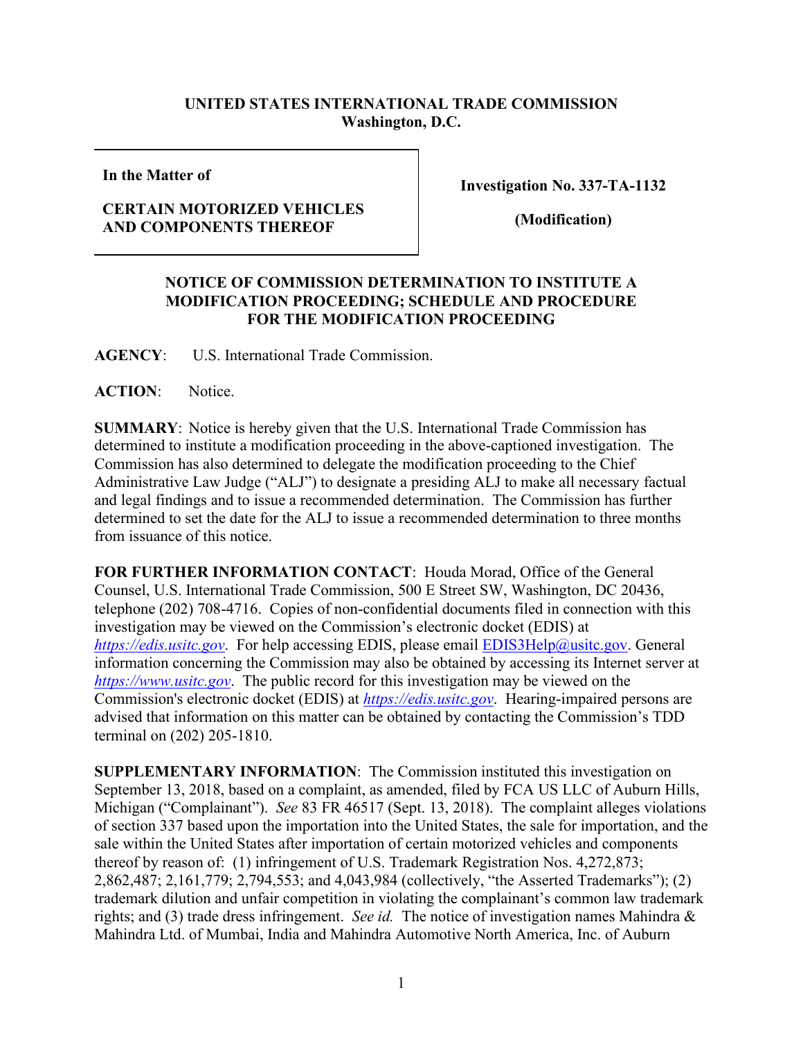**UNITED STATES INTERNATIONAL TRADE COMMISSION**
**Washington, D.C.**

| In the Matter of<br><br>**CERTAIN MOTORIZED VEHICLES AND COMPONENTS THEREOF** | **Investigation No. 337-TA-1132**<br><br>**(Modification)** |
|---|---|

**NOTICE OF COMMISSION DETERMINATION TO INSTITUTE A MODIFICATION PROCEEDING; SCHEDULE AND PROCEDURE FOR THE MODIFICATION PROCEEDING**

**AGENCY**: U.S. International Trade Commission.

**ACTION**: Notice.

**SUMMARY**: Notice is hereby given that the U.S. International Trade Commission has determined to institute a modification proceeding in the above-captioned investigation. The Commission has also determined to delegate the modification proceeding to the Chief Administrative Law Judge ("ALJ") to designate a presiding ALJ to make all necessary factual and legal findings and to issue a recommended determination. The Commission has further determined to set the date for the ALJ to issue a recommended determination to three months from issuance of this notice.

**FOR FURTHER INFORMATION CONTACT**: Houda Morad, Office of the General Counsel, U.S. International Trade Commission, 500 E Street SW, Washington, DC 20436, telephone (202) 708-4716. Copies of non-confidential documents filed in connection with this investigation may be viewed on the Commission's electronic docket (EDIS) at *https://edis.usitc.gov*. For help accessing EDIS, please email EDIS3Help@usitc.gov. General information concerning the Commission may also be obtained by accessing its Internet server at *https://www.usitc.gov*. The public record for this investigation may be viewed on the Commission's electronic docket (EDIS) at *https://edis.usitc.gov*. Hearing-impaired persons are advised that information on this matter can be obtained by contacting the Commission's TDD terminal on (202) 205-1810.

**SUPPLEMENTARY INFORMATION**: The Commission instituted this investigation on September 13, 2018, based on a complaint, as amended, filed by FCA US LLC of Auburn Hills, Michigan ("Complainant"). *See* 83 FR 46517 (Sept. 13, 2018). The complaint alleges violations of section 337 based upon the importation into the United States, the sale for importation, and the sale within the United States after importation of certain motorized vehicles and components thereof by reason of: (1) infringement of U.S. Trademark Registration Nos. 4,272,873; 2,862,487; 2,161,779; 2,794,553; and 4,043,984 (collectively, "the Asserted Trademarks"); (2) trademark dilution and unfair competition in violating the complainant's common law trademark rights; and (3) trade dress infringement. *See id.* The notice of investigation names Mahindra & Mahindra Ltd. of Mumbai, India and Mahindra Automotive North America, Inc. of Auburn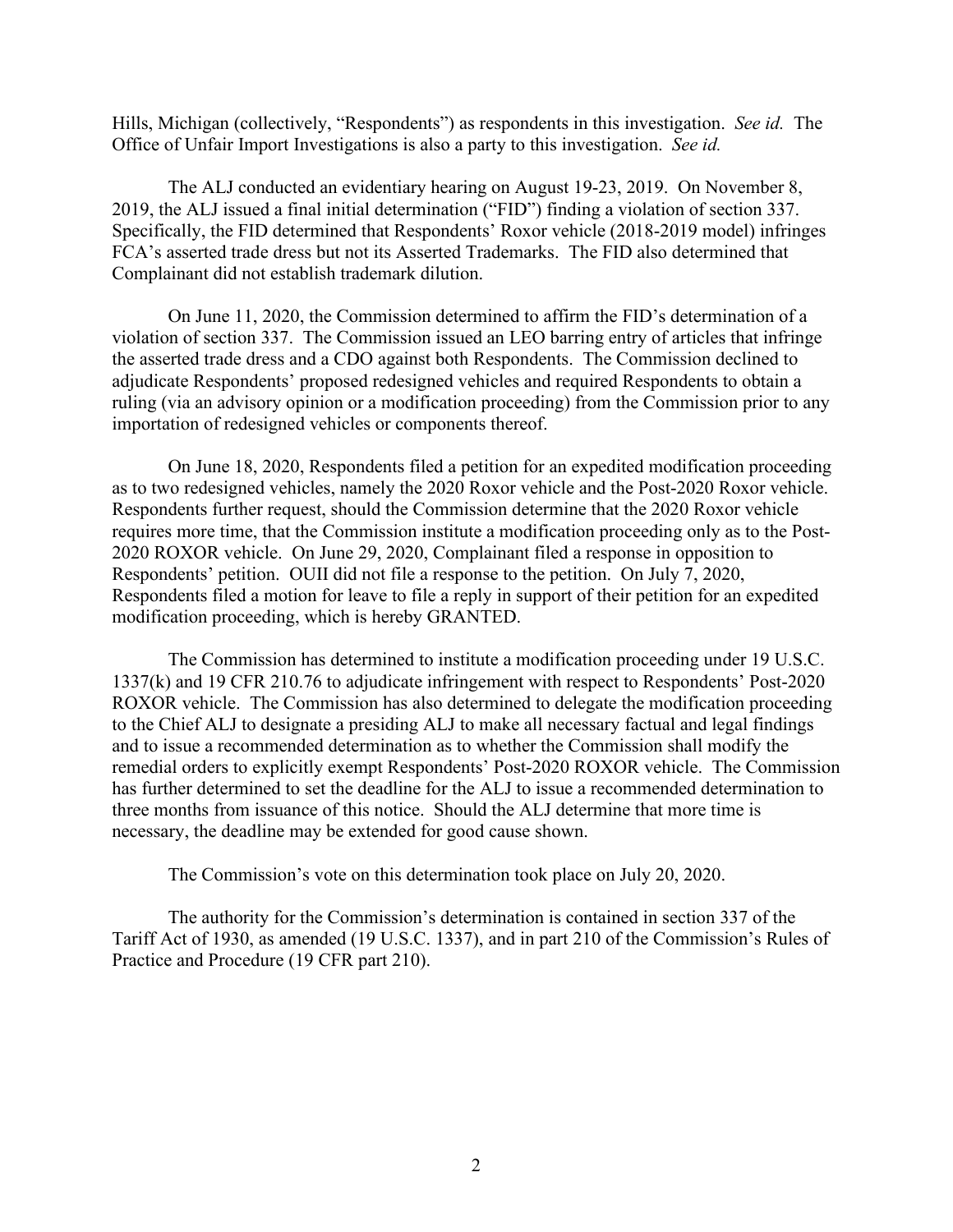Hills, Michigan (collectively, "Respondents") as respondents in this investigation. *See id.* The Office of Unfair Import Investigations is also a party to this investigation. *See id.*

The ALJ conducted an evidentiary hearing on August 19-23, 2019. On November 8, 2019, the ALJ issued a final initial determination ("FID") finding a violation of section 337. Specifically, the FID determined that Respondents' Roxor vehicle (2018-2019 model) infringes FCA's asserted trade dress but not its Asserted Trademarks. The FID also determined that Complainant did not establish trademark dilution.

On June 11, 2020, the Commission determined to affirm the FID's determination of a violation of section 337. The Commission issued an LEO barring entry of articles that infringe the asserted trade dress and a CDO against both Respondents. The Commission declined to adjudicate Respondents' proposed redesigned vehicles and required Respondents to obtain a ruling (via an advisory opinion or a modification proceeding) from the Commission prior to any importation of redesigned vehicles or components thereof.

On June 18, 2020, Respondents filed a petition for an expedited modification proceeding as to two redesigned vehicles, namely the 2020 Roxor vehicle and the Post-2020 Roxor vehicle. Respondents further request, should the Commission determine that the 2020 Roxor vehicle requires more time, that the Commission institute a modification proceeding only as to the Post-2020 ROXOR vehicle. On June 29, 2020, Complainant filed a response in opposition to Respondents' petition. OUII did not file a response to the petition. On July 7, 2020, Respondents filed a motion for leave to file a reply in support of their petition for an expedited modification proceeding, which is hereby GRANTED.

The Commission has determined to institute a modification proceeding under 19 U.S.C. 1337(k) and 19 CFR 210.76 to adjudicate infringement with respect to Respondents' Post-2020 ROXOR vehicle. The Commission has also determined to delegate the modification proceeding to the Chief ALJ to designate a presiding ALJ to make all necessary factual and legal findings and to issue a recommended determination as to whether the Commission shall modify the remedial orders to explicitly exempt Respondents' Post-2020 ROXOR vehicle. The Commission has further determined to set the deadline for the ALJ to issue a recommended determination to three months from issuance of this notice. Should the ALJ determine that more time is necessary, the deadline may be extended for good cause shown.

The Commission's vote on this determination took place on July 20, 2020.

The authority for the Commission's determination is contained in section 337 of the Tariff Act of 1930, as amended (19 U.S.C. 1337), and in part 210 of the Commission's Rules of Practice and Procedure (19 CFR part 210).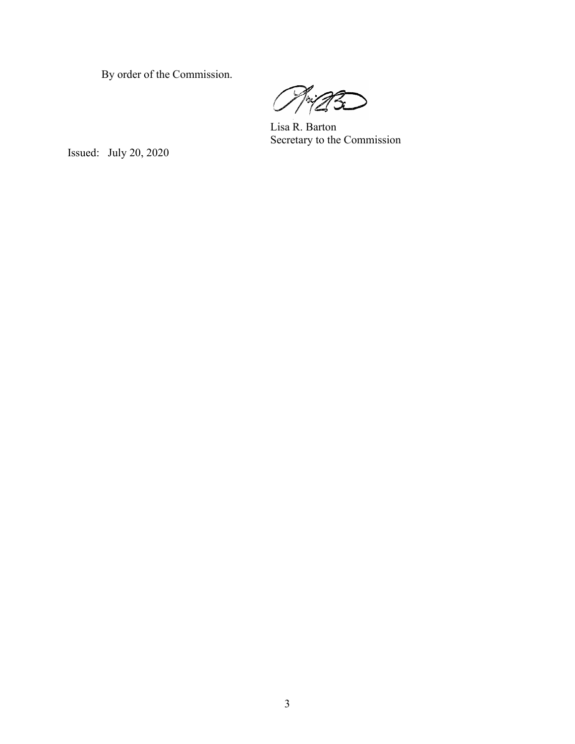By order of the Commission.

Lisa R. Barton
Secretary to the Commission

Issued: July 20, 2020